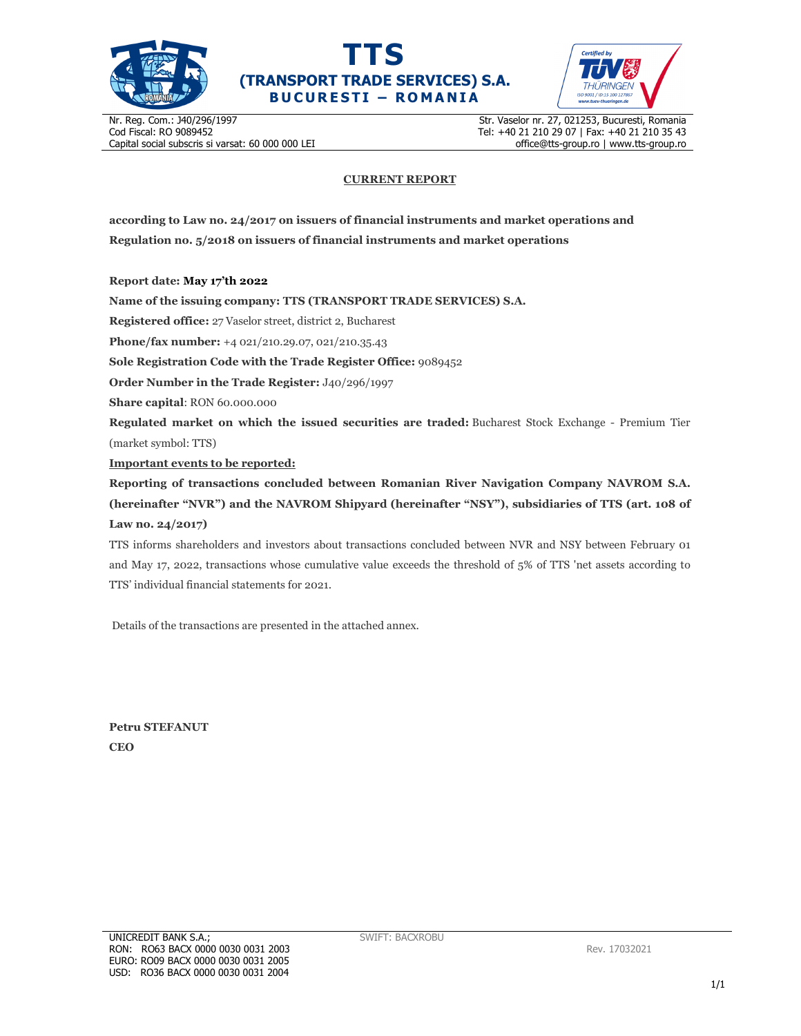# TTS

## (TRANSPORT TRADE SERVICES) S.A.

**BUCURESTI – ROMANIA**

Nr. Reg. Com.: J40/296/1997
Cod Fiscal: RO 9089452
Capital social subscris si varsat: 60 000 000 LEI

Str. Vaselor nr. 27, 021253, Bucuresti, Romania
Tel: +40 21 210 29 07 | Fax: +40 21 210 35 43
office@tts-group.ro | www.tts-group.ro

**CURRENT REPORT**

**according to Law no. 24/2017 on issuers of financial instruments and market operations and Regulation no. 5/2018 on issuers of financial instruments and market operations**

**Report date: May 17'th 2022**

**Name of the issuing company: TTS (TRANSPORT TRADE SERVICES) S.A.**

**Registered office:** 27 Vaselor street, district 2, Bucharest

**Phone/fax number:** +4 021/210.29.07, 021/210.35.43

**Sole Registration Code with the Trade Register Office:** 9089452

**Order Number in the Trade Register:** J40/296/1997

**Share capital**: RON 60.000.000

**Regulated market on which the issued securities are traded:** Bucharest Stock Exchange - Premium Tier (market symbol: TTS)

**Important events to be reported:**

**Reporting of transactions concluded between Romanian River Navigation Company NAVROM S.A. (hereinafter "NVR") and the NAVROM Shipyard (hereinafter "NSY"), subsidiaries of TTS (art. 108 of Law no. 24/2017)**

TTS informs shareholders and investors about transactions concluded between NVR and NSY between February 01 and May 17, 2022, transactions whose cumulative value exceeds the threshold of 5% of TTS 'net assets according to TTS' individual financial statements for 2021.

Details of the transactions are presented in the attached annex.

**Petru STEFANUT**
**CEO**

UNICREDIT BANK S.A.;
RON: RO63 BACX 0000 0030 0031 2003
EURO: RO09 BACX 0000 0030 0031 2005
USD: RO36 BACX 0000 0030 0031 2004

SWIFT: BACXROBU

Rev. 17032021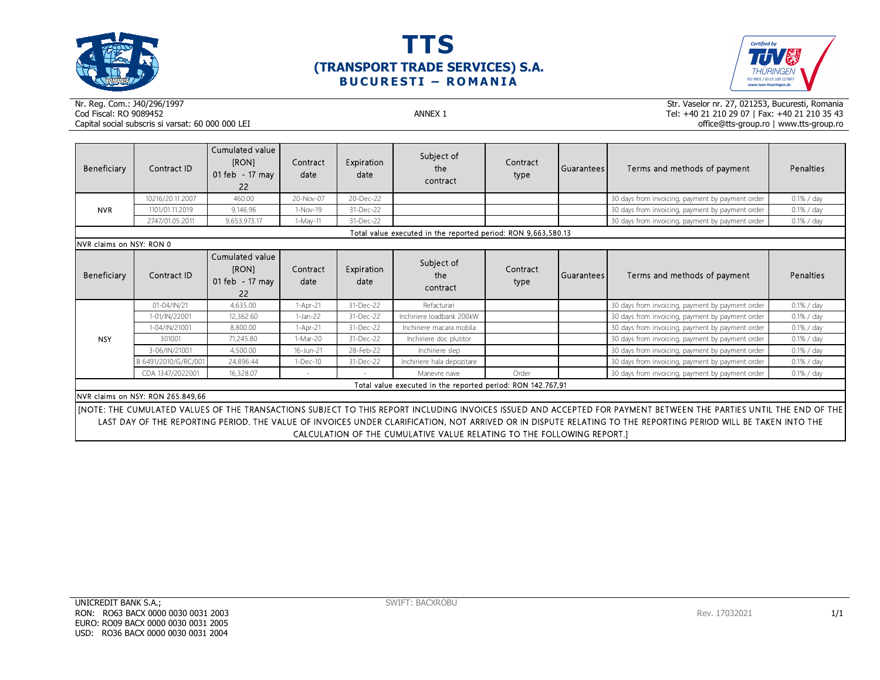# TTS
## (TRANSPORT TRADE SERVICES) S.A.
### BUCURESTI – ROMANIA

Nr. Reg. Com.: J40/296/1997
Cod Fiscal: RO 9089452
Capital social subscris si varsat: 60 000 000 LEI

Str. Vaselor nr. 27, 021253, Bucuresti, Romania
Tel: +40 21 210 29 07 | Fax: +40 21 210 35 43
office@tts-group.ro | www.tts-group.ro

ANNEX 1

| Beneficiary | Contract ID | Cumulated value [RON] 01 feb - 17 may 22 | Contract date | Expiration date | Subject of the contract | Contract type | Guarantees | Terms and methods of payment | Penalties |
|---|---|---|---|---|---|---|---|---|---|
| NVR | 10216/20.11.2007 | 460.00 | 20-Nov-07 | 20-Dec-22 | | | | 30 days from invoicing, payment by payment order | 0.1% / day |
| | 1101/01.11.2019 | 9,146.96 | 1-Nov-19 | 31-Dec-22 | | | | 30 days from invoicing, payment by payment order | 0.1% / day |
| | 2747/01.05.2011 | 9,653,973.17 | 1-May-11 | 31-Dec-22 | | | | 30 days from invoicing, payment by payment order | 0.1% / day |
| Total value executed in the reported period: RON 9,663,580.13 | | | | | | | | | |
| NVR claims on NSY: RON 0 | | | | | | | | | |

| Beneficiary | Contract ID | Cumulated value [RON] 01 feb - 17 may 22 | Contract date | Expiration date | Subject of the contract | Contract type | Guarantees | Terms and methods of payment | Penalties |
|---|---|---|---|---|---|---|---|---|---|
| NSY | 01-04/IN/21 | 4,635.00 | 1-Apr-21 | 31-Dec-22 | Refacturari | | | 30 days from invoicing, payment by payment order | 0.1% / day |
| | 1-01/IN/22001 | 12,362.60 | 1-Jan-22 | 31-Dec-22 | Inchiriere loadbank 200kW | | | 30 days from invoicing, payment by payment order | 0.1% / day |
| | 1-04/IN/21001 | 8,800.00 | 1-Apr-21 | 31-Dec-22 | Inchiriere macara mobila | | | 30 days from invoicing, payment by payment order | 0.1% / day |
| | 301001 | 71,245.80 | 1-Mar-20 | 31-Dec-22 | Inchiriere doc plutitor | | | 30 days from invoicing, payment by payment order | 0.1% / day |
| | 3-06/IN/21001 | 4,500.00 | 16-Jun-21 | 28-Feb-22 | Inchiriere slep | | | 30 days from invoicing, payment by payment order | 0.1% / day |
| | B 6491/2010/G/RC/001 | 24,896.44 | 1-Dec-10 | 31-Dec-22 | Inchiriere hala depozitare | | | 30 days from invoicing, payment by payment order | 0.1% / day |
| | CDA 1347/2022001 | 16,328.07 | - | - | Manevre nave | Order | | 30 days from invoicing, payment by payment order | 0.1% / day |
| Total value executed in the reported period: RON 142.767,91 | | | | | | | | | |
| NVR claims on NSY: RON 265.849,66 | | | | | | | | | |

[NOTE: THE CUMULATED VALUES OF THE TRANSACTIONS SUBJECT TO THIS REPORT INCLUDING INVOICES ISSUED AND ACCEPTED FOR PAYMENT BETWEEN THE PARTIES UNTIL THE END OF THE LAST DAY OF THE REPORTING PERIOD. THE VALUE OF INVOICES UNDER CLARIFICATION, NOT ARRIVED OR IN DISPUTE RELATING TO THE REPORTING PERIOD WILL BE TAKEN INTO THE CALCULATION OF THE CUMULATIVE VALUE RELATING TO THE FOLLOWING REPORT.]

UNICREDIT BANK S.A.;
RON: RO63 BACX 0000 0030 0031 2003
EURO: RO09 BACX 0000 0030 0031 2005
USD: RO36 BACX 0000 0030 0031 2004

SWIFT: BACXROBU

Rev. 17032021